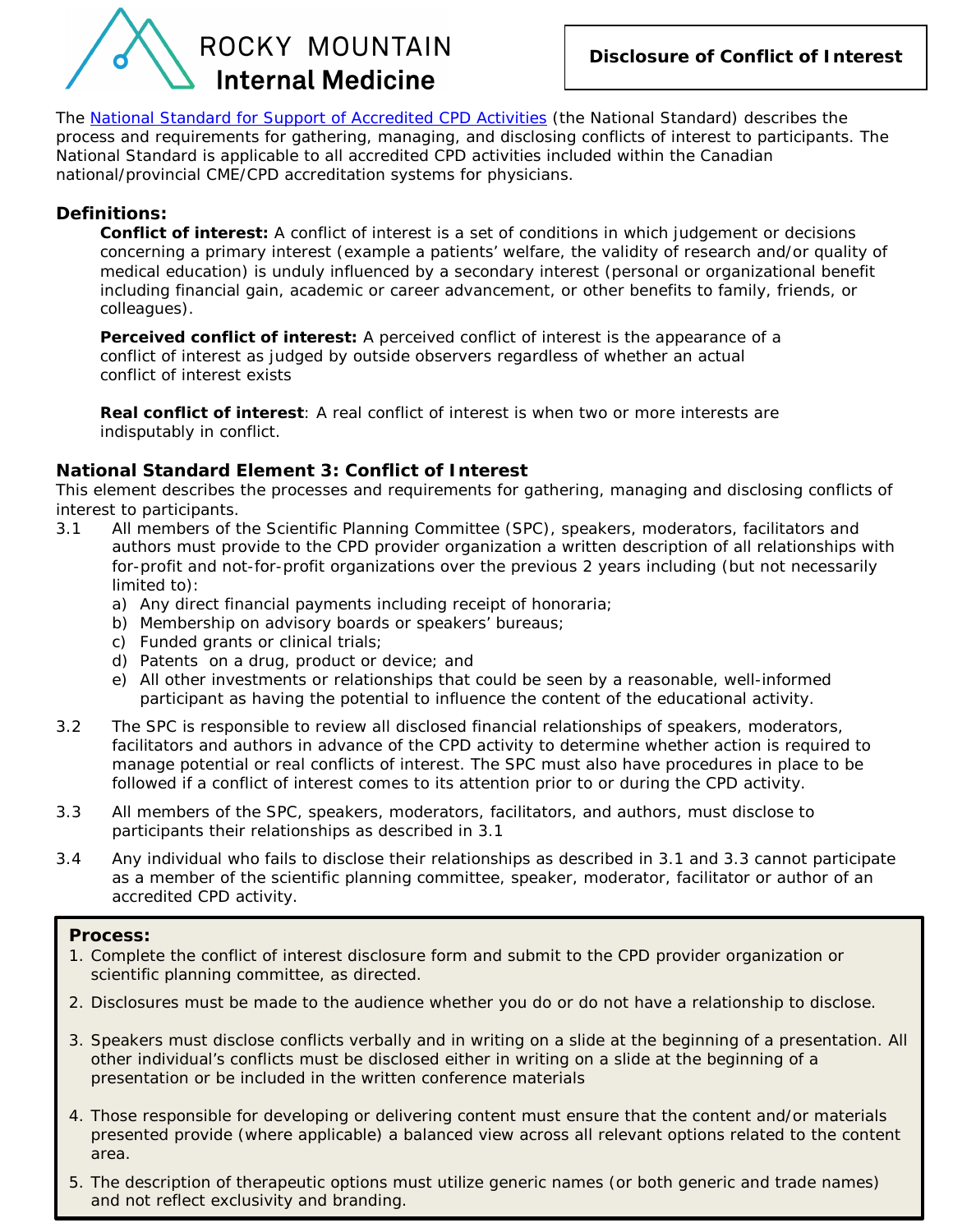ROCKY MOUNTAIN **Internal Medicine**

**Disclosure of Conflict of Interest**

The [National Standard for Support of Accredited CPD Activities](#) (the National Standard) describes the process and requirements for gathering, managing, and disclosing conflicts of interest to participants. The National Standard is applicable to all accredited CPD activities included within the Canadian national/provincial CME/CPD accreditation systems for physicians.

### Definitions:

**Conflict of interest:** A conflict of interest is a set of conditions in which judgement or decisions concerning a primary interest (example a patients' welfare, the validity of research and/or quality of medical education) is unduly influenced by a secondary interest (personal or organizational benefit including financial gain, academic or career advancement, or other benefits to family, friends, or colleagues).

**Perceived conflict of interest:** A perceived conflict of interest is the appearance of a conflict of interest as judged by outside observers regardless of whether an actual conflict of interest exists

**Real conflict of interest**: A real conflict of interest is when two or more interests are indisputably in conflict.

### National Standard Element 3: Conflict of Interest

This element describes the processes and requirements for gathering, managing and disclosing conflicts of interest to participants.

3.1 All members of the Scientific Planning Committee (SPC), speakers, moderators, facilitators and authors must provide to the CPD provider organization a written description of all relationships with for-profit and not-for-profit organizations over the previous 2 years including (but not necessarily limited to):

   a) Any direct financial payments including receipt of honoraria;
   b) Membership on advisory boards or speakers' bureaus;
   c) Funded grants or clinical trials;
   d) Patents on a drug, product or device; and
   e) All other investments or relationships that could be seen by a reasonable, well-informed participant as having the potential to influence the content of the educational activity.

3.2 The SPC is responsible to review all disclosed financial relationships of speakers, moderators, facilitators and authors in advance of the CPD activity to determine whether action is required to manage potential or real conflicts of interest. The SPC must also have procedures in place to be followed if a conflict of interest comes to its attention prior to or during the CPD activity.

3.3 All members of the SPC, speakers, moderators, facilitators, and authors, must disclose to participants their relationships as described in 3.1

3.4 Any individual who fails to disclose their relationships as described in 3.1 and 3.3 cannot participate as a member of the scientific planning committee, speaker, moderator, facilitator or author of an accredited CPD activity.

**Process:**

1. Complete the conflict of interest disclosure form and submit to the CPD provider organization or scientific planning committee, as directed.
2. Disclosures must be made to the audience whether you do or do not have a relationship to disclose.
3. Speakers must disclose conflicts verbally and in writing on a slide at the beginning of a presentation. All other individual's conflicts must be disclosed either in writing on a slide at the beginning of a presentation or be included in the written conference materials
4. Those responsible for developing or delivering content must ensure that the content and/or materials presented provide (where applicable) a balanced view across all relevant options related to the content area.
5. The description of therapeutic options must utilize generic names (or both generic and trade names) and not reflect exclusivity and branding.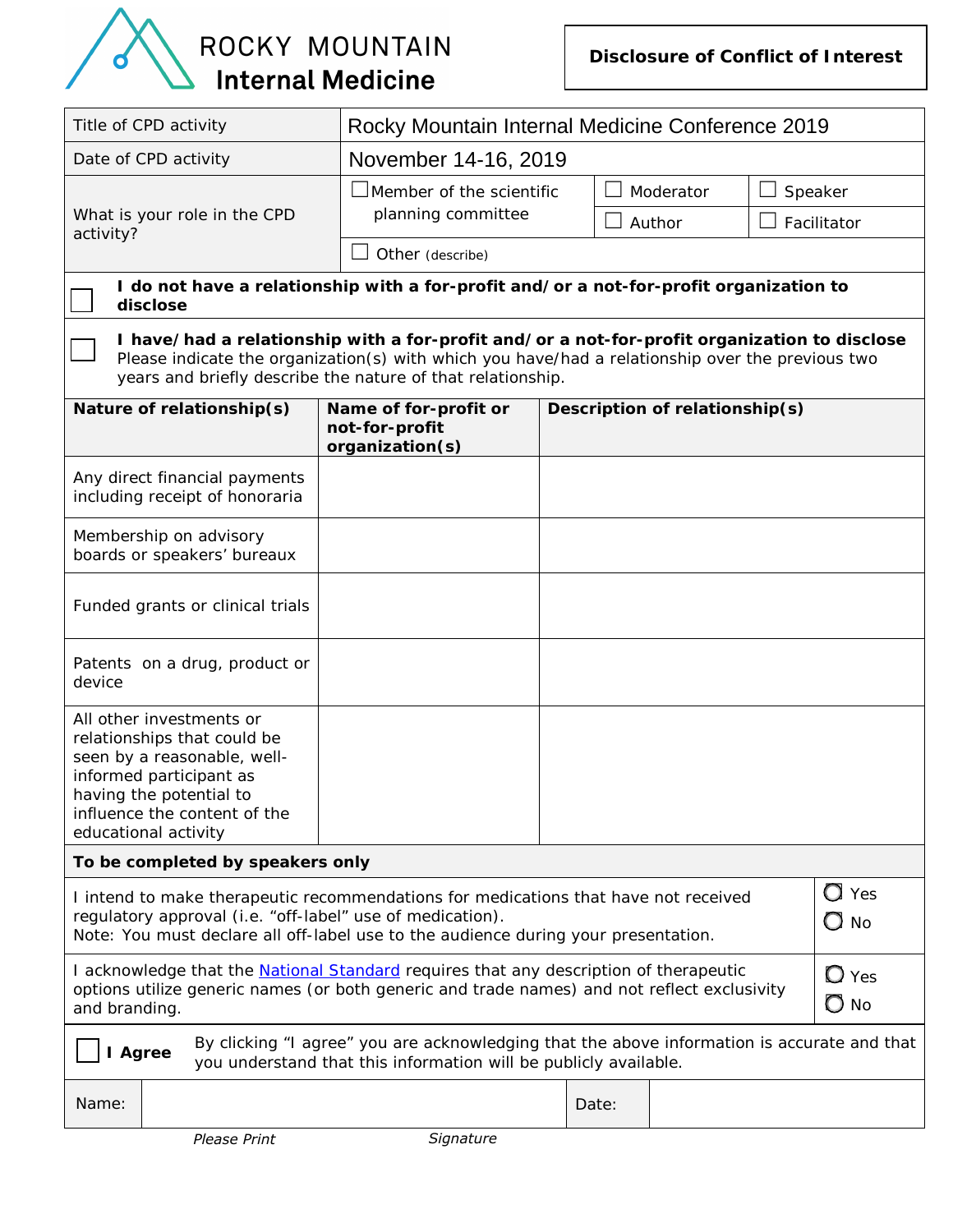ROCKY MOUNTAIN **Internal Medicine**

**Disclosure of Conflict of Interest**

| | | | |
|---|---|---|---|
| Title of CPD activity | Rocky Mountain Internal Medicine Conference 2019 | | |
| Date of CPD activity | November 14-16, 2019 | | |
| What is your role in the CPD activity? | ☐ Member of the scientific planning committee | ☐ Moderator | ☐ Speaker |
| | | ☐ Author | ☐ Facilitator |
| | ☐ Other (describe) | | |

☐ **I do not have a relationship with a for-profit and/or a not-for-profit organization to disclose**

☐ **I have/had a relationship with a for-profit and/or a not-for-profit organization to disclose**
Please indicate the organization(s) with which you have/had a relationship over the previous two years and briefly describe the nature of that relationship.

| Nature of relationship(s) | Name of for-profit or not-for-profit organization(s) | Description of relationship(s) |
|---|---|---|
| Any direct financial payments including receipt of honoraria | | |
| Membership on advisory boards or speakers' bureaux | | |
| Funded grants or clinical trials | | |
| Patents on a drug, product or device | | |
| All other investments or relationships that could be seen by a reasonable, well-informed participant as having the potential to influence the content of the educational activity | | |

**To be completed by speakers only**

| | |
|---|---|
| I intend to make therapeutic recommendations for medications that have not received regulatory approval (i.e. "off-label" use of medication). Note: You must declare all off-label use to the audience during your presentation. | ○ Yes ○ No |
| I acknowledge that the National Standard requires that any description of therapeutic options utilize generic names (or both generic and trade names) and not reflect exclusivity and branding. | ○ Yes ○ No |

☐ **I Agree** By clicking "I agree" you are acknowledging that the above information is accurate and that you understand that this information will be publicly available.

| | | | |
|---|---|---|---|
| Name: | | Date: | |

*Please Print* *Signature*